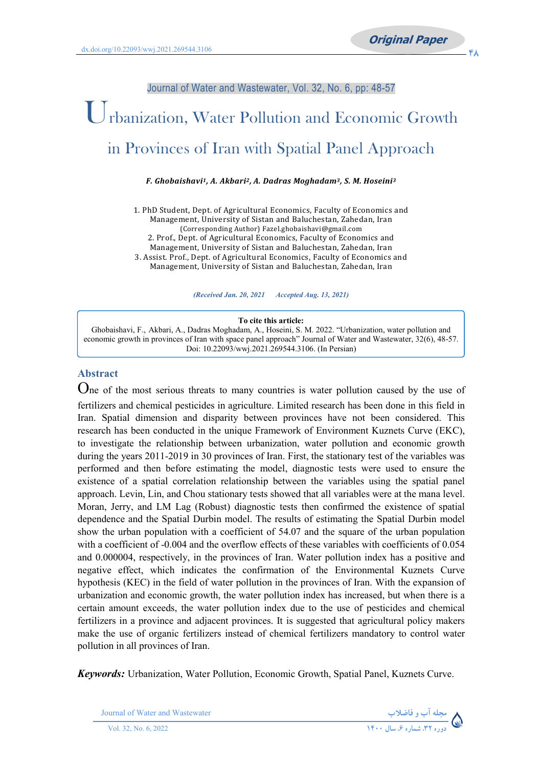Journal of Water and Wastewater, Vol. 32, No. 6, pp: 48-57

# Urbanization, Water Pollution and Economic Growth in Provinces of Iran with Spatial Panel Approach

***F. Ghobaishavi[1], A. Akbari[2], A. Dadras Moghadam[3], S. M. Hoseini[3]***

1. PhD Student, Dept. of Agricultural Economics, Faculty of Economics and Management, University of Sistan and Baluchestan, Zahedan, Iran (Corresponding Author) Fazel.ghobaishavi@gmail.com
2. Prof., Dept. of Agricultural Economics, Faculty of Economics and Management, University of Sistan and Baluchestan, Zahedan, Iran
3. Assist. Prof., Dept. of Agricultural Economics, Faculty of Economics and Management, University of Sistan and Baluchestan, Zahedan, Iran

*(Received Jan. 20, 2021 Accepted Aug. 13, 2021)*

**To cite this article:**
Ghobaishavi, F., Akbari, A., Dadras Moghadam, A., Hoseini, S. M. 2022. "Urbanization, water pollution and economic growth in provinces of Iran with space panel approach" Journal of Water and Wastewater, 32(6), 48-57. Doi: 10.22093/wwj.2021.269544.3106. (In Persian)

## Abstract

One of the most serious threats to many countries is water pollution caused by the use of fertilizers and chemical pesticides in agriculture. Limited research has been done in this field in Iran. Spatial dimension and disparity between provinces have not been considered. This research has been conducted in the unique Framework of Environment Kuznets Curve (EKC), to investigate the relationship between urbanization, water pollution and economic growth during the years 2011-2019 in 30 provinces of Iran. First, the stationary test of the variables was performed and then before estimating the model, diagnostic tests were used to ensure the existence of a spatial correlation relationship between the variables using the spatial panel approach. Levin, Lin, and Chou stationary tests showed that all variables were at the mana level. Moran, Jerry, and LM Lag (Robust) diagnostic tests then confirmed the existence of spatial dependence and the Spatial Durbin model. The results of estimating the Spatial Durbin model show the urban population with a coefficient of 54.07 and the square of the urban population with a coefficient of -0.004 and the overflow effects of these variables with coefficients of 0.054 and 0.000004, respectively, in the provinces of Iran. Water pollution index has a positive and negative effect, which indicates the confirmation of the Environmental Kuznets Curve hypothesis (KEC) in the field of water pollution in the provinces of Iran. With the expansion of urbanization and economic growth, the water pollution index has increased, but when there is a certain amount exceeds, the water pollution index due to the use of pesticides and chemical fertilizers in a province and adjacent provinces. It is suggested that agricultural policy makers make the use of organic fertilizers instead of chemical fertilizers mandatory to control water pollution in all provinces of Iran.

***Keywords:*** Urbanization, Water Pollution, Economic Growth, Spatial Panel, Kuznets Curve.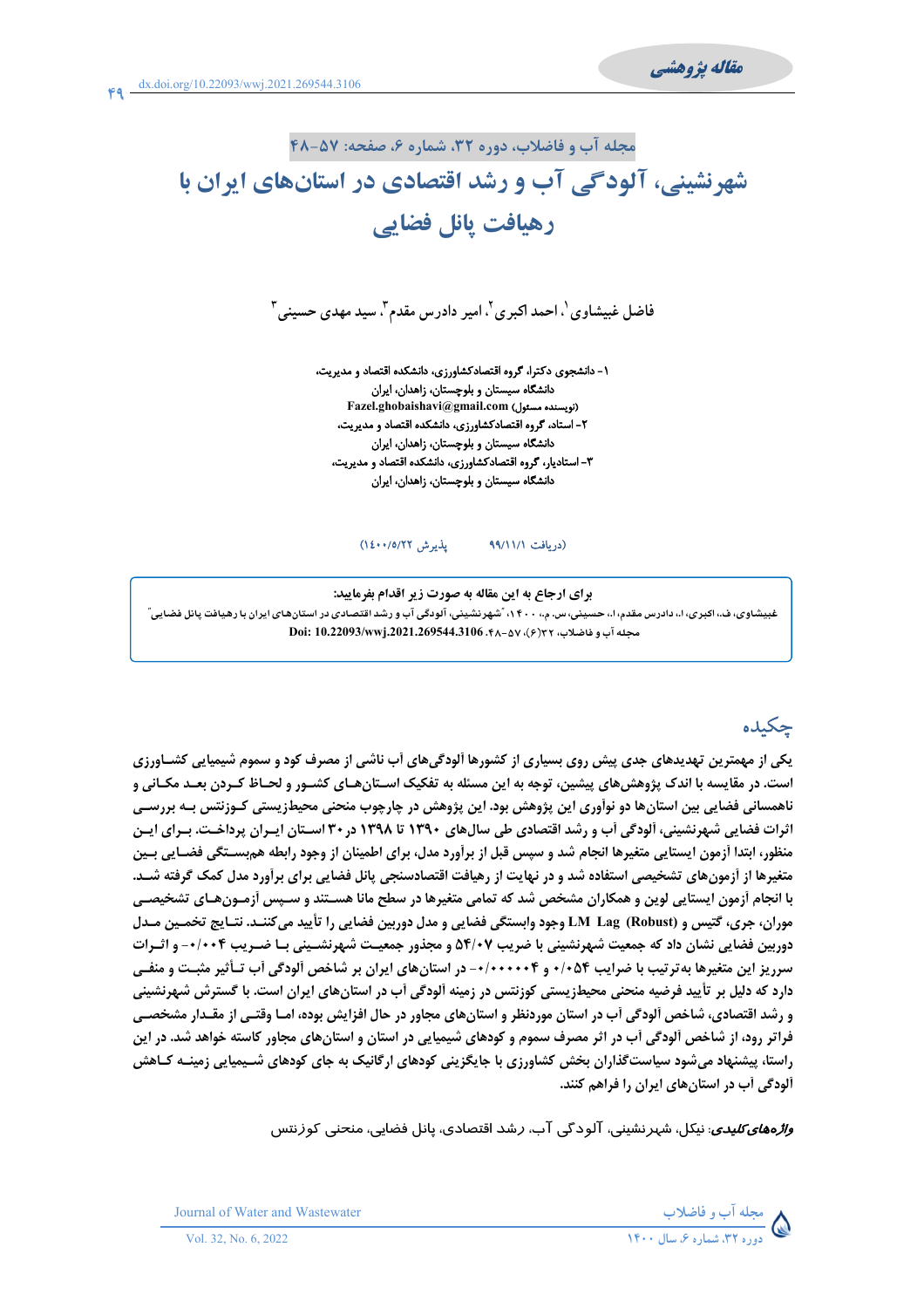مقاله پژوهشی

dx.doi.org/10.22093/wwj.2021.269544.3106

مجله آب و فاضلاب، دوره ۳۲، شماره ۶، صفحه: ۵۷-۴۸

# شهرنشینی، آلودگی آب و رشد اقتصادی در استان‌های ایران با رهیافت پانل فضایی

فاضل غبیشاوی[۱]، احمد اکبری[۲]، امیر دادرس مقدم[۳]، سید مهدی حسینی[۳]

۱- دانشجوی دکترا، گروه اقتصادکشاورزی، دانشکده اقتصاد و مدیریت، دانشگاه سیستان و بلوچستان، زاهدان، ایران
(نویسنده مسئول) Fazel.ghobaishavi@gmail.com

۲- استاد، گروه اقتصادکشاورزی، دانشکده اقتصاد و مدیریت، دانشگاه سیستان و بلوچستان، زاهدان، ایران

۳- استادیار، گروه اقتصادکشاورزی، دانشکده اقتصاد و مدیریت، دانشگاه سیستان و بلوچستان، زاهدان، ایران

(دریافت ۹۹/۱۱/۱ &nbsp;&nbsp;&nbsp; پذیرش ۱۴۰۰/۵/۲۲)

**برای ارجاع به این مقاله به صورت زیر اقدام بفرمایید:**

غبیشاوی، ف.، اکبری، ا.، دادرس مقدم، ا.، حسینی، س. م.، ۱۴۰۰، "شهرنشینی، آلودگی آب و رشد اقتصادی در استان‌های ایران با رهیافت پانل فضایی" مجله آب و فاضلاب، ۳۲(۶)، ۵۷-۴۸. Doi: 10.22093/wwj.2021.269544.3106

## چکیده

یکی از مهمترین تهدیدهای جدی پیش روی بسیاری از کشورها آلودگی‌های آب ناشی از مصرف کود و سموم شیمیایی کشاورزی است. در مقایسه با اندک پژوهش‌های پیشین، توجه به این مسئله به تفکیک استان‌های کشور و لحاظ کردن بعد مکانی و ناهمسانی فضایی بین استان‌ها دو نوآوری این پژوهش بود. این پژوهش در چارچوب منحنی محیط‌زیستی کوزنتس به بررسی اثرات فضایی شهرنشینی، آلودگی آب و رشد اقتصادی طی سال‌های ۱۳۹۰ تا ۱۳۹۸ در ۳۰ استان ایران پرداخت. برای این منظور، ابتدا آزمون ایستایی متغیرها انجام شد و سپس قبل از برآورد مدل، برای اطمینان از وجود رابطه همبستگی فضایی بین متغیرها از آزمون‌های تشخیصی استفاده شد و در نهایت از رهیافت اقتصادسنجی پانل فضایی برای برآورد مدل کمک گرفته شد. با انجام آزمون ایستایی لوین و همکاران مشخص شد که تمامی متغیرها در سطح مانا هستند و سپس آزمون‌های تشخیصی موران، جری، گتیس و LM Lag (Robust) وجود وابستگی فضایی و مدل دوربین فضایی را تأیید می‌کنند. نتایج تخمین مدل دوربین فضایی نشان داد که جمعیت شهرنشینی با ضریب ۵۴/۰۷ و مجذور جمعیت شهرنشینی با ضریب ۰/۰۰۴- و اثرات سرریز این متغیرها به‌ترتیب با ضرایب ۰/۰۵۴ و ۰/۰۰۰۰۰۴- در استان‌های ایران بر شاخص آلودگی آب تأثیر مثبت و منفی دارد که دلیل بر تأیید فرضیه منحنی محیط‌زیستی کوزنتس در زمینه آلودگی آب در استان‌های ایران است. با گسترش شهرنشینی و رشد اقتصادی، شاخص آلودگی آب در استان موردنظر و استان‌های مجاور در حال افزایش بوده، اما وقتی از مقدار مشخصی فراتر رود، از شاخص آلودگی آب در اثر مصرف سموم و کودهای شیمیایی در استان و استان‌های مجاور کاسته خواهد شد. در این راستا، پیشنهاد می‌شود سیاست‌گذاران بخش کشاورزی با جایگزینی کودهای ارگانیک به جای کودهای شیمیایی زمینه کاهش آلودگی آب در استان‌های ایران را فراهم کنند.

***واژه‌های کلیدی:*** نیکل، شهرنشینی، آلودگی آب، رشد اقتصادی، پانل فضایی، منحنی کوزنتس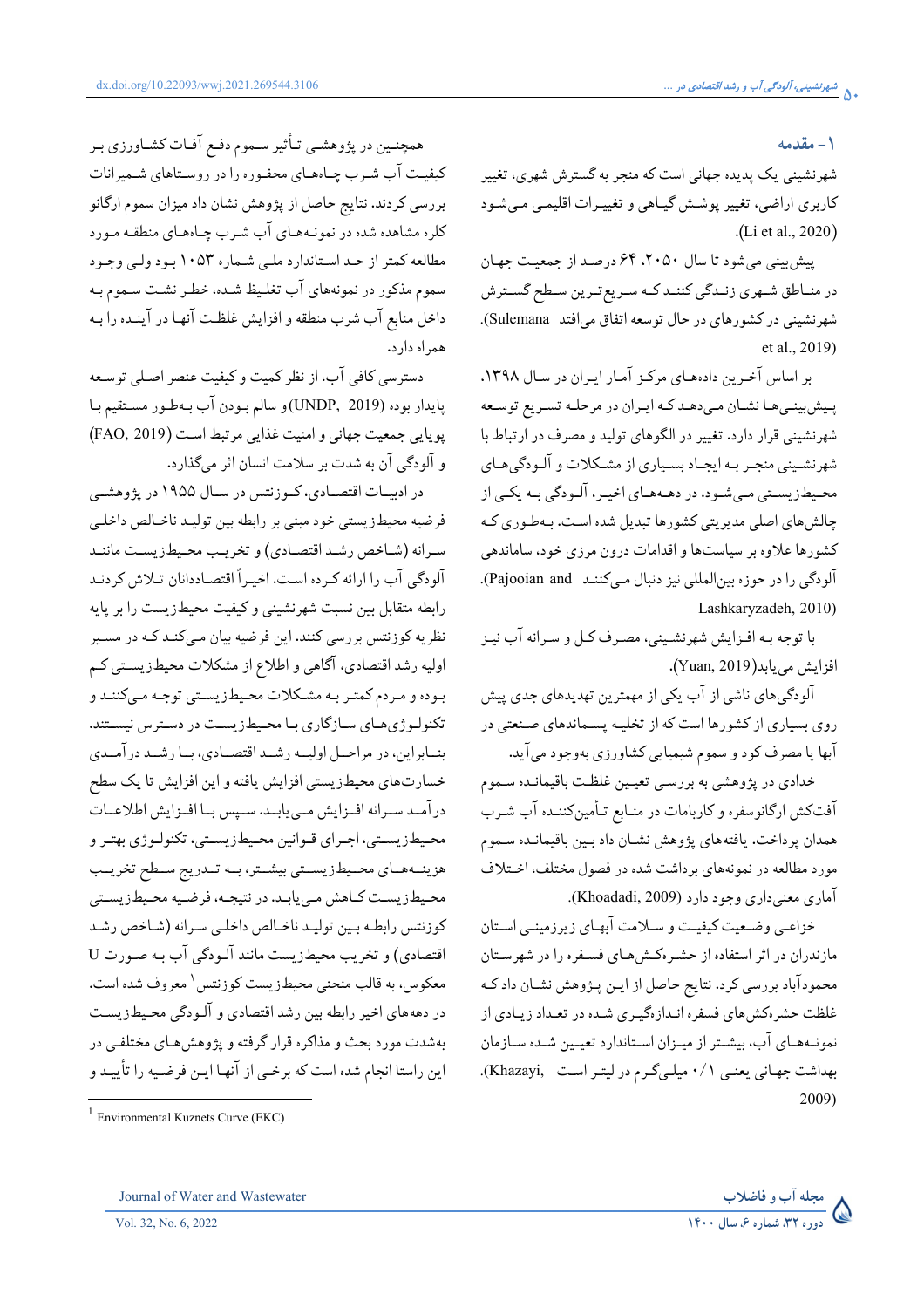## ۱- مقدمه

شهرنشینی یک پدیده جهانی است که منجر به گسترش شهری، تغییر کاربری اراضی، تغییر پوشش گیاهی و تغییرات اقلیمی می‌شود (Li et al., 2020).

پیش‌بینی می‌شود تا سال ۲۰۵۰، ۶۴ درصد از جمعیت جهان در مناطق شهری زندگی کنند که سریع‌ترین سطح گسترش شهرنشینی در کشورهای در حال توسعه اتفاق می‌افتد (Sulemana et al., 2019).

بر اساس آخرین داده‌های مرکز آمار ایران در سال ۱۳۹۸، پیش‌بینی‌ها نشان می‌دهد که ایران در مرحله تسریع توسعه شهرنشینی قرار دارد. تغییر در الگوهای تولید و مصرف در ارتباط با شهرنشینی منجر به ایجاد بسیاری از مشکلات و آلودگی‌های محیط‌زیستی می‌شود. در دهه‌های اخیر، آلودگی به یکی از چالش‌های اصلی مدیریتی کشورها تبدیل شده است. به‌طوری که کشورها علاوه بر سیاست‌ها و اقدامات درون مرزی خود، ساماندهی آلودگی را در حوزه بین‌المللی نیز دنبال می‌کنند (Pajooian and Lashkaryzadeh, 2010)

با توجه به افزایش شهرنشینی، مصرف کل و سرانه آب نیز افزایش می‌یابد(Yuan, 2019).

آلودگی‌های ناشی از آب یکی از مهمترین تهدیدهای جدی پیش روی بسیاری از کشورها است که از تخلیه پسماندهای صنعتی در آبها یا مصرف کود و سموم شیمیایی کشاورزی به‌وجود می‌آید.

خدادی در پژوهشی به بررسی تعیین غلظت باقیمانده سموم آفت‌کش ارگانوسفره و کاربامات در منابع تأمین‌کننده آب شرب همدان پرداخت. یافته‌های پژوهش نشان داد بین باقیمانده سموم مورد مطالعه در نمونه‌های برداشت شده در فصول مختلف، اختلاف آماری معنی‌داری وجود دارد (Khoadadi, 2009).

خزاعی وضعیت کیفیت و سلامت آبهای زیرزمینی استان مازندران در اثر استفاده از حشره‌کش‌های فسفره را در شهرستان محمودآباد بررسی کرد. نتایج حاصل از این پژوهش نشان داد که غلظت حشره‌کش‌های فسفره اندازه‌گیری شده در تعداد زیادی از نمونه‌های آب، بیشتر از میزان استاندارد تعیین شده سازمان بهداشت جهانی یعنی ۰/۱ میلی‌گرم در لیتر است (Khazayi, 2009).

همچنین در پژوهشی تأثیر سموم دفع آفات کشاورزی بر کیفیت آب شرب چاه‌های محفوره را در روستاهای شمیرانات بررسی کردند. نتایج حاصل از پژوهش نشان داد میزان سموم ارگانو کلره مشاهده شده در نمونه‌های آب شرب چاه‌های منطقه مورد مطالعه کمتر از حد استاندارد ملی شماره ۱۰۵۳ بود ولی وجود سموم مذکور در نمونه‌های آب تغلیظ شده، خطر نشت سموم به داخل منابع آب شرب منطقه و افزایش غلظت آنها در آینده را به همراه دارد.

دسترسی کافی آب، از نظر کمیت و کیفیت عنصر اصلی توسعه پایدار بوده (UNDP, 2019) و سالم بودن آب به‌طور مستقیم با پویایی جمعیت جهانی و امنیت غذایی مرتبط است (FAO, 2019) و آلودگی آن به شدت بر سلامت انسان اثر می‌گذارد.

در ادبیات اقتصادی، کوزنتس در سال ۱۹۵۵ در پژوهشی فرضیه محیط‌زیستی خود مبنی بر رابطه بین تولید ناخالص داخلی سرانه (شاخص رشد اقتصادی) و تخریب محیط‌زیست مانند آلودگی آب را ارائه کرده است. اخیراً اقتصاددانان تلاش کردند رابطه متقابل بین نسبت شهرنشینی و کیفیت محیط‌زیست را بر پایه نظریه کوزنتس بررسی کنند. این فرضیه بیان می‌کند که در مسیر اولیه رشد اقتصادی، آگاهی و اطلاع از مشکلات محیط‌زیستی کم بوده و مردم کمتر به مشکلات محیط‌زیستی توجه می‌کنند و تکنولوژی‌های سازگاری با محیط‌زیست در دسترس نیستند. بنابراین، در مراحل اولیه رشد اقتصادی، با رشد درآمدی خسارت‌های محیط‌زیستی افزایش یافته و این افزایش تا یک سطح درآمد سرانه افزایش می‌یابد. سپس با افزایش اطلاعات محیط‌زیستی، اجرای قوانین محیط‌زیستی، تکنولوژی بهتر و هزینه‌های محیط‌زیستی بیشتر، به تدریج سطح تخریب محیط‌زیست کاهش می‌یابد. در نتیجه، فرضیه محیط‌زیستی کوزنتس رابطه بین تولید ناخالص داخلی سرانه (شاخص رشد اقتصادی) و تخریب محیط‌زیست مانند آلودگی آب به صورت U معکوس، به قالب منحنی محیط‌زیست کوزنتس[1] معروف شده است. در دهه‌های اخیر رابطه بین رشد اقتصادی و آلودگی محیط‌زیست به‌شدت مورد بحث و مذاکره قرار گرفته و پژوهش‌های مختلفی در این راستا انجام شده است که برخی از آنها این فرضیه را تأیید و

[1] Environmental Kuznets Curve (EKC)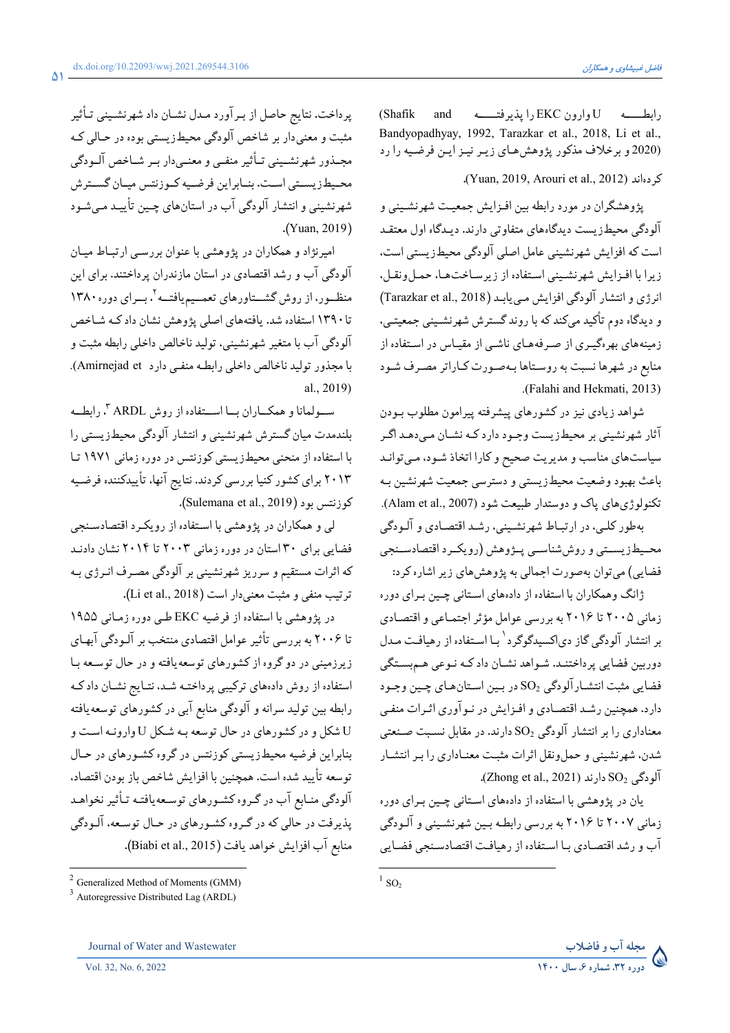رابطــه U وارون EKC را پذیرفتــه (Shafik and Bandyopadhyay, 1992, Tarazkar et al., 2018, Li et al., 2020) و برخلاف مذکور پژوهش‌های زیـر نیـز ایـن فرضیه را رد کرده‌اند (Yuan, 2019, Arouri et al., 2012).

پژوهشگران در مورد رابطه بین افـزایش جمعیـت شهرنشـینی و آلودگی محیط‌زیست دیدگاه‌های متفاوتی دارند. دیـدگاه اول معتقـد است که افزایش شهرنشینی عامل اصلی آلودگی محیط‌زیستی است، زیرا با افـزایش شهرنشـینی اسـتفاده از زیرسـاخت‌هـا، حمـل‌ونقـل، انرژی و انتشار آلودگی افزایش مـی‌یابـد (Tarazkar et al., 2018) و دیدگاه دوم تأکید می‌کند که با رونـد گسـترش شهرنشـینی جمعیتـی، زمینه‌های بهره‌گیـری از صـرفه‌هـای ناشـی از مقیـاس در اسـتفاده از منابع در شهرها نسبت به روستاها بـه‌صـورت کـاراتر مصـرف شـود (Falahi and Hekmati, 2013).

شواهد زیادی نیز در کشورهای پیشرفته پیرامون مطلوب بـودن آثار شهرنشینی بر محیط‌زیست وجـود دارد کـه نشـان مـی‌دهـد اگـر سیاست‌های مناسب و مدیریت صحیح و کارا اتخاذ شـود، مـی‌توانـد باعث بهبود وضعیت محیط‌زیستی و دسترسی جمعیت شهرنشین بـه تکنولوژی‌های پاک و دوستدار طبیعت شود (Alam et al., 2007).

به‌طور کلـی، در ارتبـاط شهرنشـینی، رشـد اقتصـادی و آلـودگی محـیط‌زیسـتی و روش‌شناسـی پـژوهش (رویکـرد اقتصادسـنجی فضایی) می‌توان به‌صورت اجمالی به پژوهش‌های زیر اشاره کرد:

ژانگ وهمکاران با استفاده از داده‌های اسـتانی چـین بـرای دوره زمانی ۲۰۰۵ تا ۲۰۱۶ به بررسی عوامل مؤثر اجتمـاعی و اقتصـادی بر انتشار آلودگی گاز دی‌اکسیدگوگرد[1] بـا اسـتفاده از رهیافـت مـدل دوربین فضایی پرداختنـد. شـواهد نشـان داد کـه نـوعی هـم‌بسـتگی فضایی مثبت انتشـار آلودگی $SO_2$ در بـین اسـتان‌هـای چـین وجـود دارد. همچنین رشـد اقتصـادی و افـزایش در نـوآوری اثـرات منفـی معناداری را بر انتشار آلودگی $SO_2$ دارند. در مقابل نسـبت صـنعتی شدن، شهرنشینی و حمل‌ونقل اثرات مثبـت معنـاداری را بـر انتشـار آلودگی $SO_2$ دارند (Zhong et al., 2021).

یان در پژوهشی با استفاده از داده‌های اسـتانی چـین بـرای دوره زمانی ۲۰۰۷ تا ۲۰۱۶ به بررسی رابطـه بـین شهرنشـینی و آلـودگی آب و رشد اقتصـادی بـا اسـتفاده از رهیافـت اقتصادسـنجی فضـایی پرداخت. نتایج حاصل از بـرآورد مـدل نشـان داد شهرنشـینی تـأثیر مثبت و معنی‌دار بر شاخص آلودگی محیط‌زیستی بوده در حـالی کـه مجـذور شهرنشـینی تـأثیر منفـی و معنـی‌دار بـر شـاخص آلـودگی محـیط‌زیسـتی اسـت. بنـابراین فرضـیه کـوزنتس میـان گسـترش شهرنشینی و انتشار آلودگی آب در استان‌های چـین تأییـد مـی‌شـود (Yuan, 2019).

امیرنژاد و همکاران در پژوهشی با عنوان بررسـی ارتبـاط میـان آلودگی آب و رشد اقتصادی در استان مازندران پرداختند. برای این منظـور، از روش گشــتاورهای تعمـیم‌یافتـه[2]، بـرای دوره ۱۳۸۰ تا ۱۳۹۰ استفاده شد. یافته‌های اصلی پژوهش نشان داد که شـاخص آلودگی آب با متغیر شهرنشینی، تولید ناخالص داخلی رابطه مثبت و با مجذور تولید ناخالص داخلی رابطـه منفی دارد (Amirnejad et al., 2019).

سـولمانا و همکــاران بــا اســتفاده از روش ARDL[3]، رابطــه بلندمدت میان گسترش شهرنشینی و انتشار آلودگی محیط‌زیستی را با استفاده از منحنی محیط‌زیستی کوزنتس در دوره زمانی ۱۹۷۱ تـا ۲۰۱۳ برای کشور کنیا بررسی کردند. نتایج آنها، تأییدکننده فرضـیه کوزنتس بود (Sulemana et al., 2019).

لی و همکاران در پژوهشی با استفاده از رویکـرد اقتصادسـنجی فضایی برای ۳۰ استان در دوره زمانی ۲۰۰۳ تا ۲۰۱۴ نشان دادنـد که اثرات مستقیم و سرریز شهرنشینی بر آلودگی مصـرف انـرژی بـه ترتیب منفی و مثبت معنی‌دار است (Li et al., 2018).

در پژوهشی با استفاده از فرضیه EKC طـی دوره زمـانی ۱۹۵۵ تا ۲۰۰۶ به بررسی تأثیر عوامل اقتصادی منتخب بر آلـودگی آب‌هـای زیرزمینی در دو گروه از کشورهای توسعه‌یافته و در حال توسعه بـا استفاده از روش داده‌های ترکیبی پرداختـه شـد. نتـایج نشـان داد کـه رابطه بین تولید سرانه و آلودگی منابع آبی در کشورهای توسعه‌یافته U شکل و در کشورهای در حال توسعه بـه شـکل U وارونـه اسـت و بنابراین فرضیه محیط‌زیستی کوزنتس در گروه کشـورهای در حـال توسعه تأیید شده است. همچنین با افزایش شاخص باز بودن اقتصاد، آلودگی منـابع آب در گـروه کشـورهای توسـعه‌یافتـه تـأثیر نخواهـد پذیرفت در حالی که در گـروه کشـورهای در حـال توسـعه، آلـودگی منابع آب افزایش خواهد یافت (Biabi et al., 2015).

---

[1] $SO_2$

[2] Generalized Method of Moments (GMM)

[3] Autoregressive Distributed Lag (ARDL)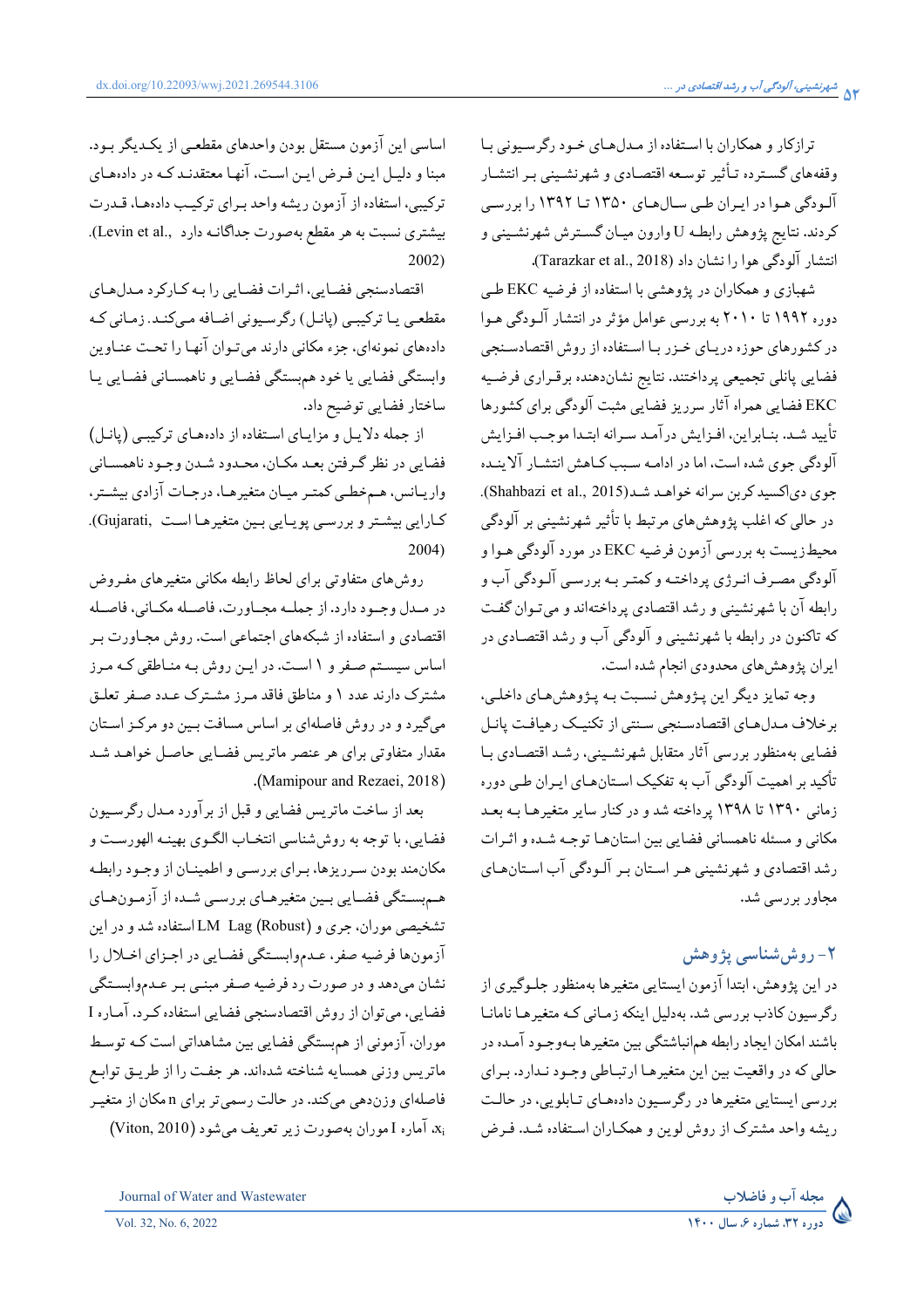ترازکار و همکاران با استفاده از مدل‌های خود رگرسیونی با وقفه‌های گسترده تأثیر توسعه اقتصادی و شهرنشینی بر انتشار آلودگی هوا در ایران طی سال‌های ۱۳۵۰ تا ۱۳۹۲ را بررسی کردند. نتایج پژوهش رابطه U وارون میان گسترش شهرنشینی و انتشار آلودگی هوا را نشان داد (Tarazkar et al., 2018).

شهبازی و همکاران در پژوهشی با استفاده از فرضیه EKC طی دوره ۱۹۹۲ تا ۲۰۱۰ به بررسی عوامل مؤثر در انتشار آلودگی هوا در کشورهای حوزه دریای خزر با استفاده از روش اقتصادسنجی فضایی پانلی تجمیعی پرداختند. نتایج نشان‌دهنده برقراری فرضیه EKC فضایی همراه آثار سرریز فضایی مثبت آلودگی برای کشورها تأیید شد. بنابراین، افزایش درآمد سرانه ابتدا موجب افزایش آلودگی جوی شده است، اما در ادامه سبب کاهش انتشار آلاینده جوی دی‌اکسید کربن سرانه خواهد شد(Shahbazi et al., 2015).

در حالی که اغلب پژوهش‌های مرتبط با تأثیر شهرنشینی بر آلودگی محیط‌زیست به بررسی آزمون فرضیه EKC در مورد آلودگی هوا و آلودگی مصرف انرژی پرداخته و کمتر به بررسی آلودگی آب و رابطه آن با شهرنشینی و رشد اقتصادی پرداخته‌اند و می‌توان گفت که تاکنون در رابطه با شهرنشینی و آلودگی آب و رشد اقتصادی در ایران پژوهش‌های محدودی انجام شده است.

وجه تمایز دیگر این پژوهش نسبت به پژوهش‌های داخلی، برخلاف مدل‌های اقتصادسنجی سنتی از تکنیک رهیافت پانل فضایی به‌منظور بررسی آثار متقابل شهرنشینی، رشد اقتصادی با تأکید بر اهمیت آلودگی آب به تفکیک استان‌های ایران طی دوره زمانی ۱۳۹۰ تا ۱۳۹۸ پرداخته شد و در کنار سایر متغیرها به بعد مکانی و مسئله ناهمسانی فضایی بین استان‌ها توجه شده و اثرات رشد اقتصادی و شهرنشینی هر استان بر آلودگی آب استان‌های مجاور بررسی شد.

## ۲- روش‌شناسی پژوهش

در این پژوهش، ابتدا آزمون ایستایی متغیرها به‌منظور جلوگیری از رگرسیون کاذب بررسی شد. به‌دلیل اینکه زمانی که متغیرها نامانا باشند امکان ایجاد رابطه هم‌انباشتگی بین متغیرها به‌وجود آمده در حالی که در واقعیت بین این متغیرها ارتباطی وجود ندارد. برای بررسی ایستایی متغیرها در رگرسیون داده‌های تابلویی، در حالت ریشه واحد مشترک از روش لوین و همکاران استفاده شد. فرض اساسی این آزمون مستقل بودن واحدهای مقطعی از یکدیگر بود. مبنا و دلیل این فرض این است، آنها معتقدند که در داده‌های ترکیبی، استفاده از آزمون ریشه واحد برای ترکیب داده‌ها، قدرت بیشتری نسبت به هر مقطع به‌صورت جداگانه دارد (Levin et al., 2002).

اقتصادسنجی فضایی، اثرات فضایی را به کارکرد مدل‌های مقطعی یا ترکیبی (پانل) رگرسیونی اضافه می‌کند. زمانی که داده‌های نمونه‌ای، جزء مکانی دارند می‌توان آنها را تحت عناوین وابستگی فضایی یا خود هم‌بستگی فضایی و ناهمسانی فضایی یا ساختار فضایی توضیح داد.

از جمله دلایل و مزایای استفاده از داده‌های ترکیبی (پانل) فضایی در نظر گرفتن بعد مکان، محدود شدن وجود ناهمسانی واریانس، هم‌خطی کمتر میان متغیرها، درجات آزادی بیشتر، کارایی بیشتر و بررسی پویایی بین متغیرها است (Gujarati, 2004).

روش‌های متفاوتی برای لحاظ رابطه مکانی متغیرهای مفروض در مدل وجود دارد، از جمله مجاورت، فاصله مکانی، فاصله اقتصادی و استفاده از شبکه‌های اجتماعی است. روش مجاورت بر اساس سیستم صفر و ۱ است. در این روش به مناطقی که مرز مشترک دارند عدد ۱ و مناطق فاقد مرز مشترک عدد صفر تعلق می‌گیرد و در روش فاصله‌ای بر اساس مسافت بین دو مرکز استان مقدار متفاوتی برای هر عنصر ماتریس فضایی حاصل خواهد شد (Mamipour and Rezaei, 2018).

بعد از ساخت ماتریس فضایی و قبل از برآورد مدل رگرسیون فضایی، با توجه به روش‌شناسی انتخاب الگوی بهینه الهورست و مکان‌مند بودن سرریزها، برای بررسی و اطمینان از وجود رابطه هم‌بستگی فضایی بین متغیرهای بررسی شده از آزمون‌های تشخیصی موران، جری و LM Lag (Robust) استفاده شد و در این آزمون‌ها فرضیه صفر، عدم‌وابستگی فضایی در اجزای اخلال را نشان می‌دهد و در صورت رد فرضیه صفر مبنی بر عدم‌وابستگی فضایی، می‌توان از روش اقتصادسنجی فضایی استفاده کرد. آماره I موران، آزمونی از هم‌بستگی فضایی بین مشاهداتی است که توسط ماتریس وزنی همسایه شناخته شده‌اند. هر جفت را از طریق توابع فاصله‌ای وزن‌دهی می‌کند. در حالت رسمی‌تر برای n مکان از متغیر $x_i$، آماره I موران به‌صورت زیر تعریف می‌شود (Viton, 2010)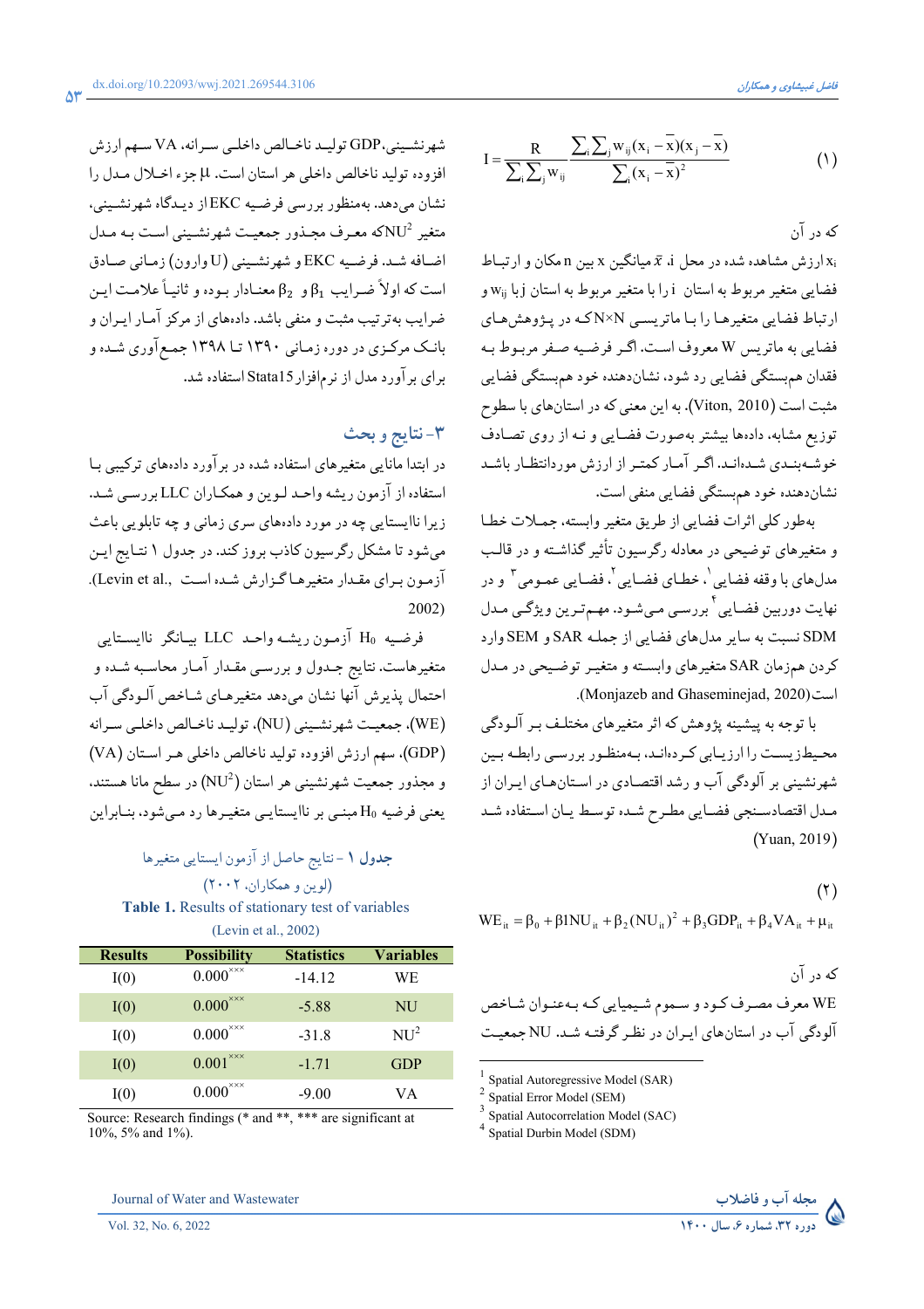$$I = \frac{R}{\sum_i \sum_j w_{ij}} \frac{\sum_i \sum_j w_{ij}(x_i - \bar{x})(x_j - \bar{x})}{\sum_i (x_i - \bar{x})^2} \quad (1)$$

که در آن

$x_i$ ارزش مشاهده شده در محل i، $\bar{x}$ میانگین x بین n مکان و ارتباط فضایی متغیر مربوط به استان i را با متغیر مربوط به استان j با $w_{ij}$ و ارتباط فضایی متغیرها را با ماتریس N×N که در پژوهش‌های فضایی به ماتریس W معروف است. اگر فرضیه صفر مربوط به فقدان هم‌بستگی فضایی رد شود، نشان‌دهنده خود هم‌بستگی فضایی مثبت است (Viton, 2010). به این معنی که در استان‌های با سطوح توزیع مشابه، داده‌ها بیشتر به‌صورت فضایی و نه از روی تصادف خوشه‌بندی شده‌اند. اگر آمار کمتر از ارزش موردانتظار باشد نشان‌دهنده خود هم‌بستگی فضایی منفی است.

به‌طور کلی اثرات فضایی از طریق متغیر وابسته، جملات خطا و متغیرهای توضیحی در معادله رگرسیون تأثیر گذاشته و در قالب مدل‌های با وقفه فضایی[1]، خطای فضایی[2]، فضایی عمومی[3] و در نهایت دوربین فضایی[4] بررسی می‌شود. مهم‌ترین ویژگی مدل SDM نسبت به سایر مدل‌های فضایی از جمله SAR و SEM وارد کردن هم‌زمان SAR متغیرهای وابسته و متغیر توضیحی در مدل است (Monjazeb and Ghaseminejad, 2020).

با توجه به پیشینه پژوهش که اثر متغیرهای مختلف بر آلودگی محیط‌زیست را ارزیابی کرده‌اند، به‌منظور بررسی رابطه بین شهرنشینی بر آلودگی آب و رشد اقتصادی در استان‌های ایران از مدل اقتصادسنجی فضایی مطرح شده توسط یان استفاده شد (Yuan, 2019)

$$WE_{it} = \beta_0 + \beta 1 NU_{it} + \beta_2 (NU_{it})^2 + \beta_3 GDP_{it} + \beta_4 VA_{it} + \mu_{it} \quad (2)$$

که در آن

WE معرف مصرف کود و سموم شیمیایی که به‌عنوان شاخص آلودگی آب در استان‌های ایران در نظر گرفته شد. NU جمعیت شهرنشینی، GDP تولید ناخالص داخلی سرانه، VA سهم ارزش افزوده تولید ناخالص داخلی هر استان است. μ جزء اخلال مدل را نشان می‌دهد. به‌منظور بررسی فرضیه EKC از دیدگاه شهرنشینی، متغیر $NU^2$ که معرف مجذور جمعیت شهرنشینی است به مدل اضافه شد. فرضیه EKC و شهرنشینی (U وارون) زمانی صادق است که اولاً ضرایب $\beta_1$ و $\beta_2$ معنادار بوده و ثانیاً علامت این ضرایب به‌ترتیب مثبت و منفی باشد. داده‌های از مرکز آمار ایران و بانک مرکزی در دوره زمانی ۱۳۹۰ تا ۱۳۹۸ جمع‌آوری شده و برای برآورد مدل از نرم‌افزار Stata15 استفاده شد.

## ۳- نتایج و بحث

در ابتدا مانایی متغیرهای استفاده شده در برآورد داده‌های ترکیبی با استفاده از آزمون ریشه واحد لوین و همکاران LLC بررسی شد. زیرا ناایستایی چه در مورد داده‌های سری زمانی و چه تابلویی باعث می‌شود تا مشکل رگرسیون کاذب بروز کند. در جدول ۱ نتایج این آزمون برای مقدار متغیرها گزارش شده است (Levin et al., 2002).

فرضیه $H_0$ آزمون ریشه واحد LLC بیانگر ناایستایی متغیرهاست. نتایج جدول و بررسی مقدار آمار محاسبه شده و احتمال پذیرش آنها نشان می‌دهد متغیرهای شاخص آلودگی آب (WE)، جمعیت شهرنشینی (NU)، تولید ناخالص داخلی سرانه (GDP)، سهم ارزش افزوده تولید ناخالص داخلی هر استان (VA) و مجذور جمعیت شهرنشینی هر استان ($NU^2$) در سطح مانا هستند، یعنی فرضیه $H_0$ مبنی بر ناایستایی متغیرها رد می‌شود، بنابراین

**جدول ۱** - نتایج حاصل از آزمون ایستایی متغیرها (لوین و همکاران، ۲۰۰۲)

**Table 1.** Results of stationary test of variables (Levin et al., 2002)

| Results | Possibility | Statistics | Variables |
|---|---|---|---|
| I(0) | 0.000*** | -14.12 | WE |
| I(0) | 0.000*** | -5.88 | NU |
| I(0) | 0.000*** | -31.8 | $NU^2$ |
| I(0) | 0.001*** | -1.71 | GDP |
| I(0) | 0.000*** | -9.00 | VA |

Source: Research findings (* and **, *** are significant at 10%, 5% and 1%).

---

[1] Spatial Autoregressive Model (SAR)

[2] Spatial Error Model (SEM)

[3] Spatial Autocorrelation Model (SAC)

[4] Spatial Durbin Model (SDM)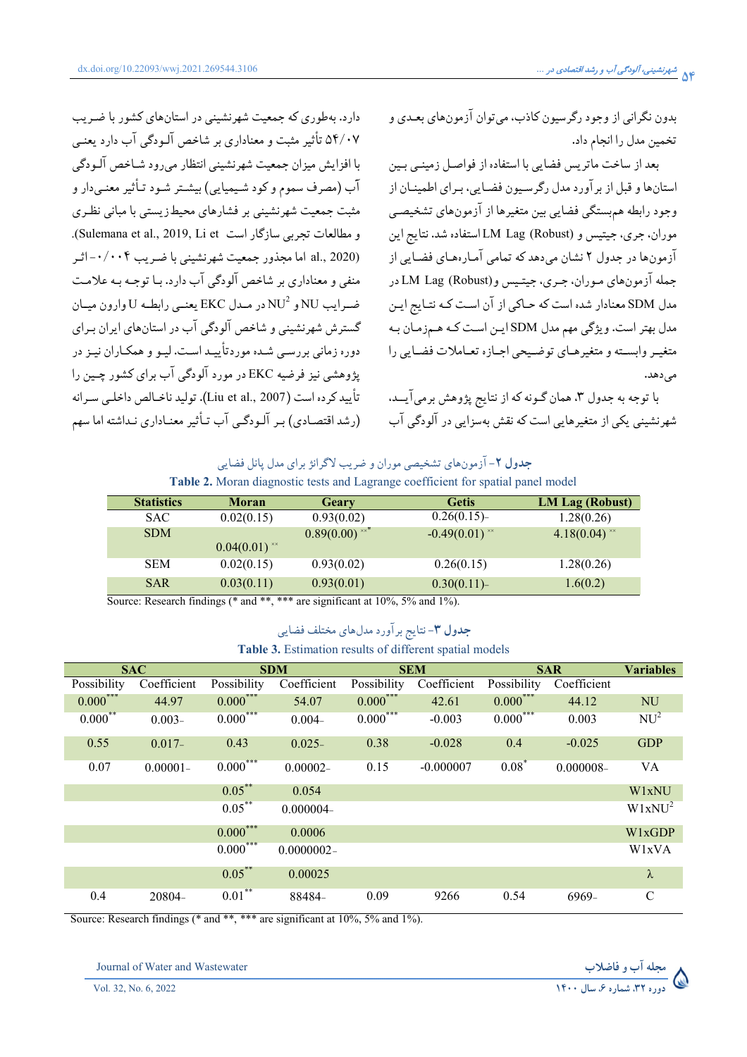بدون نگرانی از وجود رگرسیون کاذب، می‌توان آزمون‌های بعدی و تخمین مدل را انجام داد.

بعد از ساخت ماتریس فضایی با استفاده از فواصل زمینی بین استان‌ها و قبل از برآورد مدل رگرسیون فضایی، برای اطمینان از وجود رابطه همبستگی فضایی بین متغیرها از آزمون‌های تشخیصی موران، جری، جیتیس و LM Lag (Robust) استفاده شد. نتایج این آزمون‌ها در جدول ۲ نشان می‌دهد که تمامی آماره‌های فضایی از جمله آزمون‌های موران، جری، جیتیس و LM Lag (Robust) در مدل SDM معنادار شده است که حاکی از آن است که نتایج این مدل بهتر است. ویژگی مهم مدل SDM این است که هم‌زمان به متغیر وابسته و متغیرهای توضیحی اجازه تعاملات فضایی را می‌دهد.

با توجه به جدول ۳، همان گونه که از نتایج پژوهش برمی‌آید، شهرنشینی یکی از متغیرهایی است که نقش به‌سزایی در آلودگی آب دارد. به‌طوری که جمعیت شهرنشینی در استان‌های کشور با ضریب ۵۴/۰۷ تأثیر مثبت و معناداری بر شاخص آلودگی آب دارد یعنی با افزایش میزان جمعیت شهرنشینی انتظار می‌رود شاخص آلودگی آب (مصرف سموم و کود شیمیایی) بیشتر شود تأثیر معنی‌دار و مثبت جمعیت شهرنشینی بر فشارهای محیط‌زیستی با مبانی نظری و مطالعات تجربی سازگار است (Sulemana et al., 2019, Li et al., 2020). اما مجذور جمعیت شهرنشینی با ضریب ۰/۰۰۴- اثر منفی و معناداری بر شاخص آلودگی آب دارد. با توجه به علامت ضرایب NU و $NU^2$ در مدل EKC یعنی رابطه U وارون میان گسترش شهرنشینی و شاخص آلودگی آب در استان‌های ایران برای دوره زمانی بررسی شده موردتأیید است. لیو و همکاران نیز در پژوهشی نیز فرضیه EKC در مورد آلودگی آب برای کشور چین را تأیید کرده است (Liu et al., 2007). تولید ناخالص داخلی سرانه (رشد اقتصادی) بر آلودگی آب تأثیر معناداری نداشته اما سهم

جدول ۲- آزمون‌های تشخیصی موران و ضریب لاگرانژ برای مدل پانل فضایی

**Table 2.** Moran diagnostic tests and Lagrange coefficient for spatial panel model

| Statistics | Moran | Geary | Getis | LM Lag (Robust) |
|---|---|---|---|---|
| SAC | 0.02(0.15) | 0.93(0.02) | 0.26(0.15)- | 1.28(0.26) |
| SDM | 0.04(0.01) ** | 0.89(0.00) *** | -0.49(0.01) ** | 4.18(0.04) ** |
| SEM | 0.02(0.15) | 0.93(0.02) | 0.26(0.15) | 1.28(0.26) |
| SAR | 0.03(0.11) | 0.93(0.01) | 0.30(0.11)- | 1.6(0.2) |

Source: Research findings (* and **, *** are significant at 10%, 5% and 1%).

جدول ۳- نتایج برآورد مدل‌های مختلف فضایی

**Table 3.** Estimation results of different spatial models

| SAC | | SDM | | SEM | | SAR | | Variables |
|---|---|---|---|---|---|---|---|---|
| Possibility | Coefficient | Possibility | Coefficient | Possibility | Coefficient | Possibility | Coefficient | |
| 0.000*** | 44.97 | 0.000*** | 54.07 | 0.000*** | 42.61 | 0.000*** | 44.12 | NU |
| 0.000** | 0.003- | 0.000*** | 0.004- | 0.000*** | -0.003 | 0.000*** | 0.003 | $NU^2$ |
| 0.55 | 0.017- | 0.43 | 0.025- | 0.38 | -0.028 | 0.4 | -0.025 | GDP |
| 0.07 | 0.00001- | 0.000*** | 0.00002- | 0.15 | -0.000007 | 0.08* | 0.000008- | VA |
| | | 0.05** | 0.054 | | | | | W1xNU |
| | | 0.05** | 0.000004- | | | | | $W1xNU^2$ |
| | | 0.000*** | 0.0006 | | | | | W1xGDP |
| | | 0.000*** | 0.0000002- | | | | | W1xVA |
| | | 0.05** | 0.00025 | | | | | λ |
| 0.4 | 20804- | 0.01** | 88484- | 0.09 | 9266 | 0.54 | 6969- | C |

Source: Research findings (* and **, *** are significant at 10%, 5% and 1%).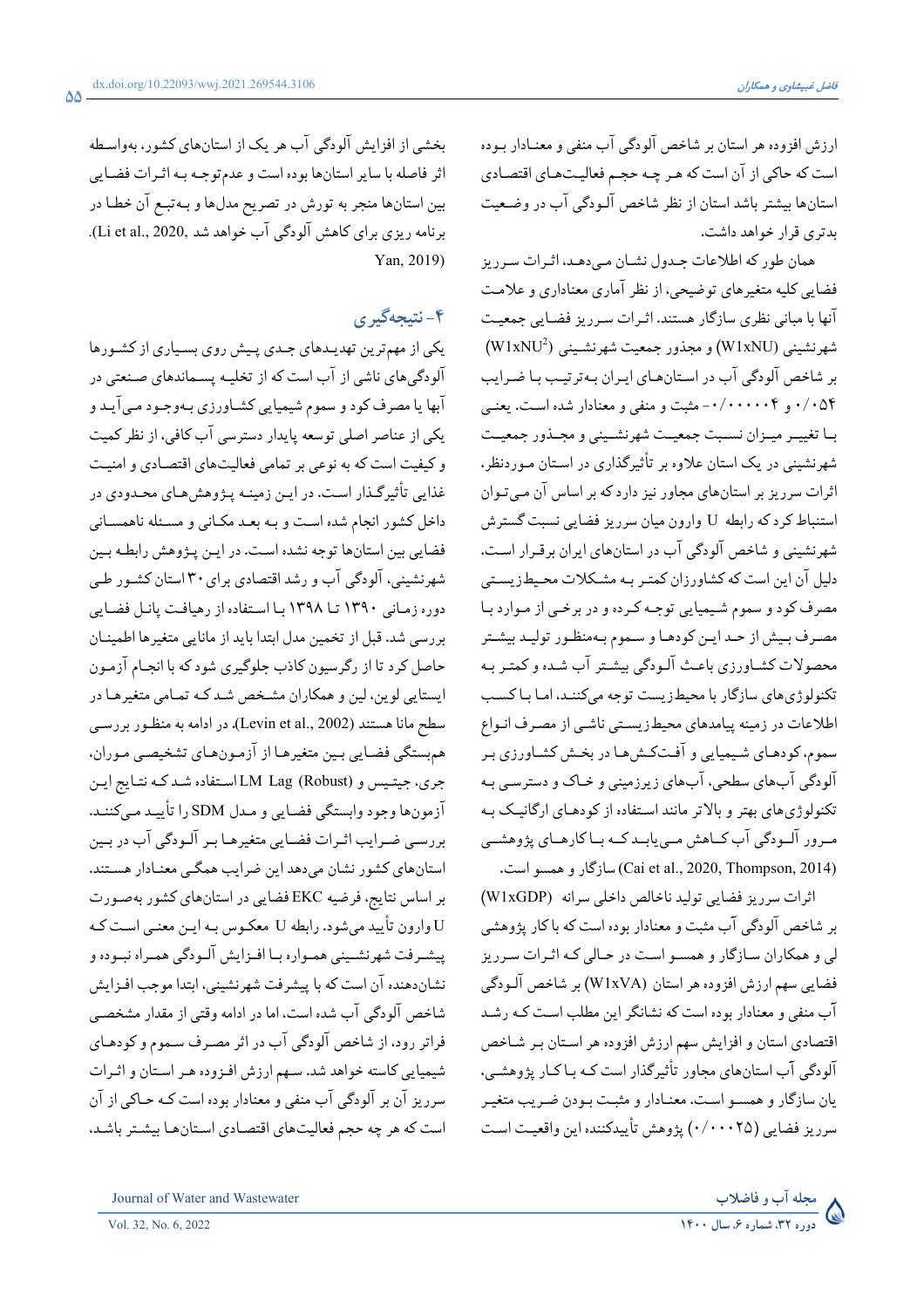ارزش افزوده هر استان بر شاخص آلودگی آب منفی و معنادار بوده است که حاکی از آن است که هر چه حجم فعالیت‌های اقتصادی استان‌ها بیشتر باشد استان از نظر شاخص آلودگی آب در وضعیت بدتری قرار خواهد داشت.

همان طور که اطلاعات جدول نشان می‌دهد، اثرات سرریز فضایی کلیه متغیرهای توضیحی، از نظر آماری معناداری و علامت آنها با مبانی نظری سازگار هستند. اثرات سرریز فضایی جمعیت شهرنشینی (W1xNU) و مجذور جمعیت شهرنشینی ($W1xNU^2$) بر شاخص آلودگی آب در استان‌های ایران به‌ترتیب با ضرایب ۰/۰۵۴ و ۰/۰۰۰۰۰۴- مثبت و منفی و معنادار شده است. یعنی با تغییر میزان نسبت جمعیت شهرنشینی و مجذور جمعیت شهرنشینی در یک استان علاوه بر تأثیرگذاری در استان موردنظر، اثرات سرریز بر استان‌های مجاور نیز دارد که بر اساس آن می‌توان استنباط کرد که رابطه U وارون میان سرریز فضایی نسبت گسترش شهرنشینی و شاخص آلودگی آب در استان‌های ایران برقرار است. دلیل آن این است که کشاورزان کمتر به مشکلات محیط‌زیستی مصرف کود و سموم شیمیایی توجه کرده و در برخی از موارد با مصرف بیش از حد این کودها و سموم به‌منظور تولید بیشتر محصولات کشاورزی باعث آلودگی بیشتر آب شده و کمتر به تکنولوژی‌های سازگار با محیط‌زیست توجه می‌کنند، اما با کسب اطلاعات در زمینه پیامدهای محیط‌زیستی ناشی از مصرف انواع سموم، کودهای شیمیایی و آفت‌کش‌ها در بخش کشاورزی بر آلودگی آب‌های سطحی، آب‌های زیرزمینی و خاک و دسترسی به تکنولوژی‌های بهتر و بالاتر مانند استفاده از کودهای ارگانیک به مرور آلودگی آب کاهش می‌یابد که با کارهای پژوهشی (Cai et al., 2020, Thompson, 2014) سازگار و همسو است.

اثرات سرریز فضایی تولید ناخالص داخلی سرانه (W1xGDP) بر شاخص آلودگی آب مثبت و معنادار بوده است که با کار پژوهشی لی و همکاران سازگار و همسو است در حالی که اثرات سرریز فضایی سهم ارزش افزوده هر استان (W1xVA) بر شاخص آلودگی آب منفی و معنادار بوده است که نشانگر این مطلب است که رشد اقتصادی استان و افزایش سهم ارزش افزوده هر استان بر شاخص آلودگی آب استان‌های مجاور تأثیرگذار است که با کار پژوهشی، یان سازگار و همسو است. معنادار و مثبت بودن ضریب متغیر سرریز فضایی (۰/۰۰۲۵) پژوهش تأییدکننده این واقعیت است بخشی از افزایش آلودگی آب هر یک از استان‌های کشور، به‌واسطه اثر فاصله با سایر استان‌ها بوده است و عدم‌توجه به اثرات فضایی بین استان‌ها منجر به تورش در تصریح مدل‌ها و به‌تبع آن خطا در برنامه ریزی برای کاهش آلودگی آب خواهد شد (Li et al., 2020, Yan, 2019).

## ۴- نتیجه‌گیری

یکی از مهم‌ترین تهدیدهای جدی پیش روی بسیاری از کشورها آلودگی‌های ناشی از آب است که از تخلیه پسماندهای صنعتی در آبها یا مصرف کود و سموم شیمیایی کشاورزی به‌وجود می‌آید و یکی از عناصر اصلی توسعه پایدار دسترسی آب کافی، از نظر کمیت و کیفیت است که به نوعی بر تمامی فعالیت‌های اقتصادی و امنیت غذایی تأثیرگذار است. در این زمینه پژوهش‌های محدودی در داخل کشور انجام شده است و به بعد مکانی و مسئله ناهمسانی فضایی بین استان‌ها توجه نشده است. در این پژوهش رابطه بین شهرنشینی، آلودگی آب و رشد اقتصادی برای ۳۰ استان کشور طی دوره زمانی ۱۳۹۰ تا ۱۳۹۸ با استفاده از رهیافت پانل فضایی بررسی شد. قبل از تخمین مدل ابتدا باید از مانایی متغیرها اطمینان حاصل کرد تا از رگرسیون کاذب جلوگیری شود که با انجام آزمون ایستایی لوین، لین و همکاران مشخص شد که تمامی متغیرها در سطح مانا هستند (Levin et al., 2002). در ادامه به منظور بررسی هم‌بستگی فضایی بین متغیرها از آزمون‌های تشخیصی موران، جری، جیتیس و LM Lag (Robust) استفاده شد که نتایج این آزمون‌ها وجود وابستگی فضایی و مدل SDM را تأیید می‌کنند. بررسی ضرایب اثرات فضایی متغیرها بر آلودگی آب در بین استان‌های کشور نشان می‌دهد این ضرایب همگی معنادار هستند. بر اساس نتایج، فرضیه EKC فضایی در استان‌های کشور به‌صورت U وارون تأیید می‌شود. رابطه U معکوس به این معنی است که پیشرفت شهرنشینی همواره با افزایش آلودگی همراه نبوده و نشان‌دهنده آن است که با پیشرفت شهرنشینی، ابتدا موجب افزایش شاخص آلودگی آب شده است، اما در ادامه وقتی از مقدار مشخصی فراتر رود، از شاخص آلودگی آب در اثر مصرف سموم و کودهای شیمیایی کاسته خواهد شد. سهم ارزش افزوده هر استان و اثرات سرریز آن بر آلودگی آب منفی و معنادار بوده است که حاکی از آن است که هر چه حجم فعالیت‌های اقتصادی استان‌ها بیشتر باشد،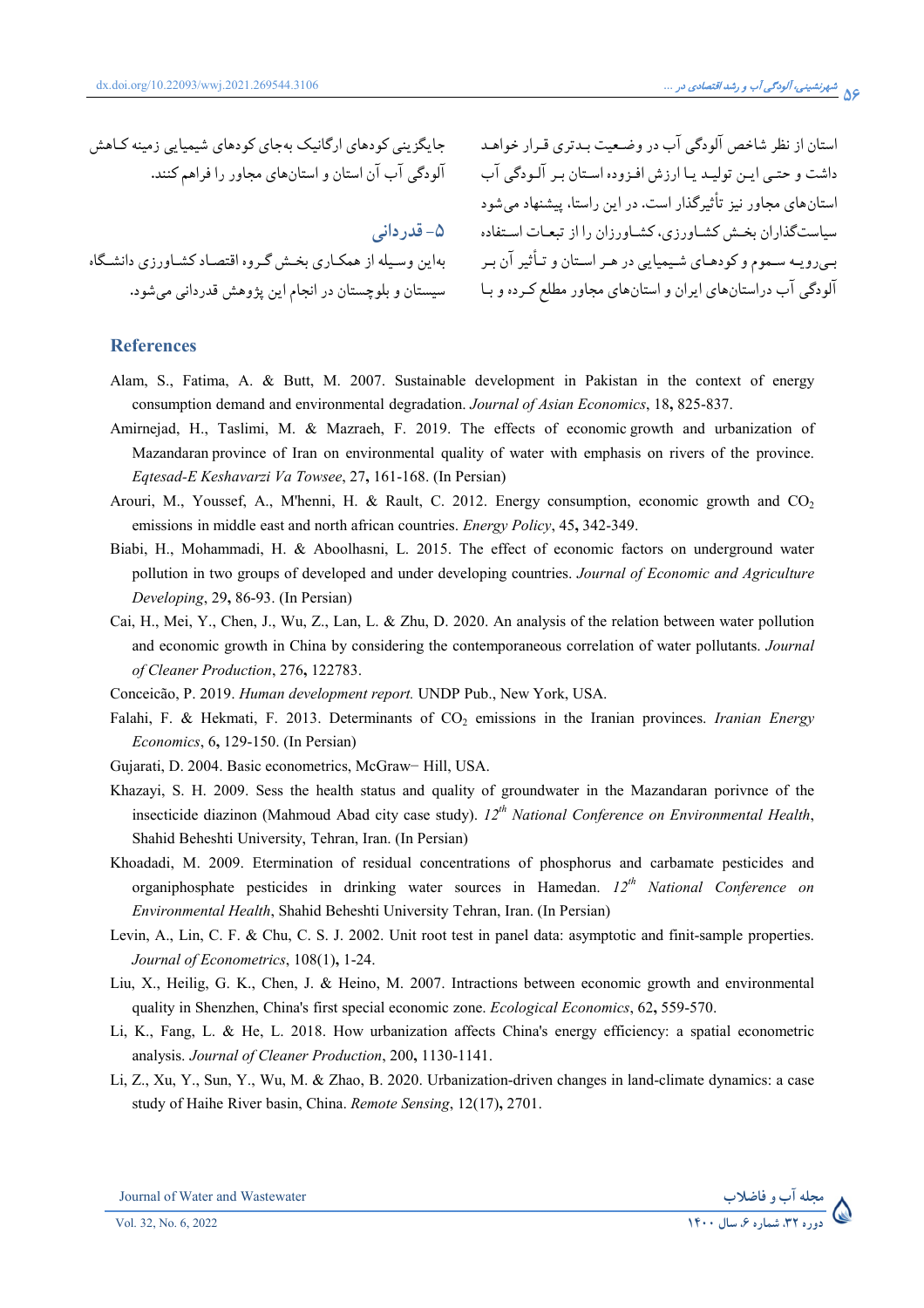استان از نظر شاخص آلودگی آب در وضعیت بدتری قرار خواهد داشت و حتی این تولید یا ارزش افزوده استان بر آلودگی آب استان‌های مجاور نیز تأثیرگذار است. در این راستا، پیشنهاد می‌شود سیاست‌گذاران بخش کشاورزی، کشاورزان را از تبعات استفاده بی‌رویه سموم و کودهای شیمیایی در هر استان و تأثیر آن بر آلودگی آب دراستان‌های ایران و استان‌های مجاور مطلع کرده و با جایگزینی کودهای ارگانیک به‌جای کودهای شیمیایی زمینه کاهش آلودگی آب آن استان و استان‌های مجاور را فراهم کنند.

## ۵- قدردانی

به‌این وسیله از همکاری بخش گروه اقتصاد کشاورزی دانشگاه سیستان و بلوچستان در انجام این پژوهش قدردانی می‌شود.

## References

Alam, S., Fatima, A. & Butt, M. 2007. Sustainable development in Pakistan in the context of energy consumption demand and environmental degradation. *Journal of Asian Economics*, 18, 825-837.

Amirnejad, H., Taslimi, M. & Mazraeh, F. 2019. The effects of economic growth and urbanization of Mazandaran province of Iran on environmental quality of water with emphasis on rivers of the province. *Eqtesad-E Keshavarzi Va Towsee*, 27, 161-168. (In Persian)

Arouri, M., Youssef, A., M'henni, H. & Rault, C. 2012. Energy consumption, economic growth and $CO_2$ emissions in middle east and north african countries. *Energy Policy*, 45, 342-349.

Biabi, H., Mohammadi, H. & Aboolhasni, L. 2015. The effect of economic factors on underground water pollution in two groups of developed and under developing countries. *Journal of Economic and Agriculture Developing*, 29, 86-93. (In Persian)

Cai, H., Mei, Y., Chen, J., Wu, Z., Lan, L. & Zhu, D. 2020. An analysis of the relation between water pollution and economic growth in China by considering the contemporaneous correlation of water pollutants. *Journal of Cleaner Production*, 276, 122783.

Conceição, P. 2019. *Human development report.* UNDP Pub., New York, USA.

Falahi, F. & Hekmati, F. 2013. Determinants of $CO_2$ emissions in the Iranian provinces. *Iranian Energy Economics*, 6, 129-150. (In Persian)

Gujarati, D. 2004. Basic econometrics, McGraw– Hill, USA.

Khazayi, S. H. 2009. Sess the health status and quality of groundwater in the Mazandaran porivnce of the insecticide diazinon (Mahmoud Abad city case study). *12th National Conference on Environmental Health*, Shahid Beheshti University, Tehran, Iran. (In Persian)

Khoadadi, M. 2009. Etermination of residual concentrations of phosphorus and carbamate pesticides and organiphosphate pesticides in drinking water sources in Hamedan. *12th National Conference on Environmental Health*, Shahid Beheshti University Tehran, Iran. (In Persian)

Levin, A., Lin, C. F. & Chu, C. S. J. 2002. Unit root test in panel data: asymptotic and finit-sample properties. *Journal of Econometrics*, 108(1), 1-24.

Liu, X., Heilig, G. K., Chen, J. & Heino, M. 2007. Intractions between economic growth and environmental quality in Shenzhen, China's first special economic zone. *Ecological Economics*, 62, 559-570.

Li, K., Fang, L. & He, L. 2018. How urbanization affects China's energy efficiency: a spatial econometric analysis. *Journal of Cleaner Production*, 200, 1130-1141.

Li, Z., Xu, Y., Sun, Y., Wu, M. & Zhao, B. 2020. Urbanization-driven changes in land-climate dynamics: a case study of Haihe River basin, China. *Remote Sensing*, 12(17), 2701.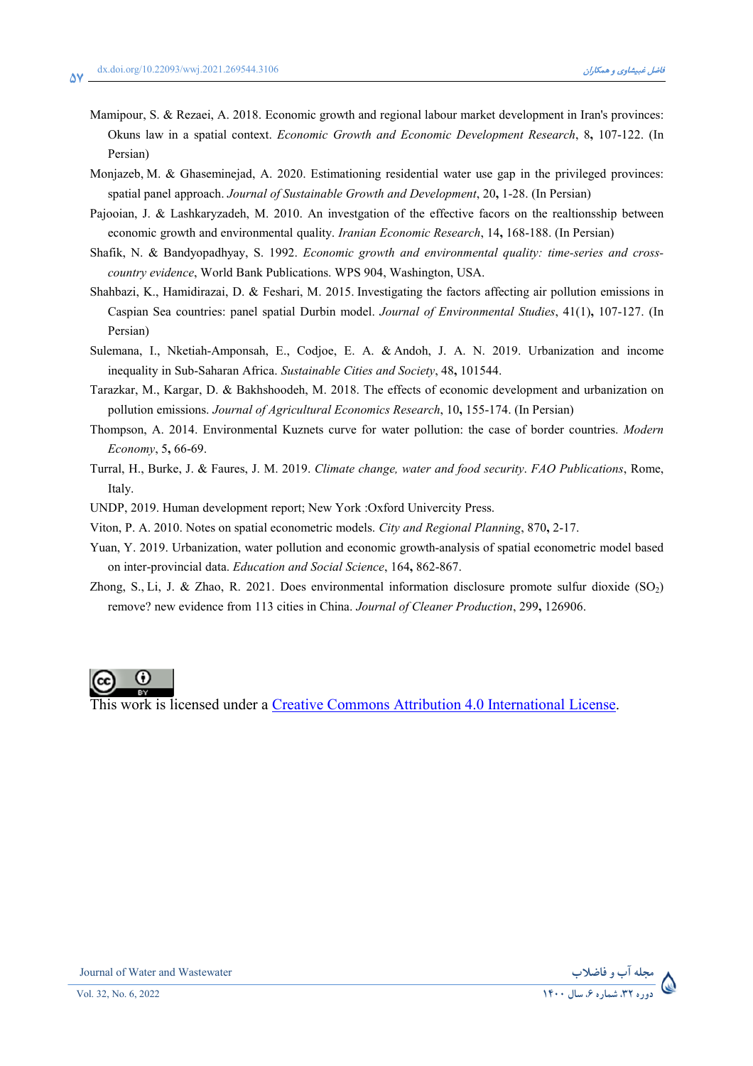Mamipour, S. & Rezaei, A. 2018. Economic growth and regional labour market development in Iran's provinces: Okuns law in a spatial context. *Economic Growth and Economic Development Research*, 8**,** 107-122. (In Persian)

Monjazeb, M. & Ghaseminejad, A. 2020. Estimationing residential water use gap in the privileged provinces: spatial panel approach. *Journal of Sustainable Growth and Development*, 20**,** 1-28. (In Persian)

Pajooian, J. & Lashkaryzadeh, M. 2010. An investgation of the effective facors on the realtionsship between economic growth and environmental quality. *Iranian Economic Research*, 14**,** 168-188. (In Persian)

Shafik, N. & Bandyopadhyay, S. 1992. *Economic growth and environmental quality: time-series and cross-country evidence*, World Bank Publications. WPS 904, Washington, USA.

Shahbazi, K., Hamidirazai, D. & Feshari, M. 2015. Investigating the factors affecting air pollution emissions in Caspian Sea countries: panel spatial Durbin model. *Journal of Environmental Studies*, 41(1), 107-127. (In Persian)

Sulemana, I., Nketiah-Amponsah, E., Codjoe, E. A. & Andoh, J. A. N. 2019. Urbanization and income inequality in Sub-Saharan Africa. *Sustainable Cities and Society*, 48**,** 101544.

Tarazkar, M., Kargar, D. & Bakhshoodeh, M. 2018. The effects of economic development and urbanization on pollution emissions. *Journal of Agricultural Economics Research*, 10**,** 155-174. (In Persian)

Thompson, A. 2014. Environmental Kuznets curve for water pollution: the case of border countries. *Modern Economy*, 5**,** 66-69.

Turral, H., Burke, J. & Faures, J. M. 2019. *Climate change, water and food security*. *FAO Publications*, Rome, Italy.

UNDP, 2019. Human development report; New York :Oxford Univercity Press.

Viton, P. A. 2010. Notes on spatial econometric models. *City and Regional Planning*, 870**,** 2-17.

Yuan, Y. 2019. Urbanization, water pollution and economic growth-analysis of spatial econometric model based on inter-provincial data. *Education and Social Science*, 164**,** 862-867.

Zhong, S., Li, J. & Zhao, R. 2021. Does environmental information disclosure promote sulfur dioxide ($SO_2$) remove? new evidence from 113 cities in China. *Journal of Cleaner Production*, 299**,** 126906.

This work is licensed under a Creative Commons Attribution 4.0 International License.